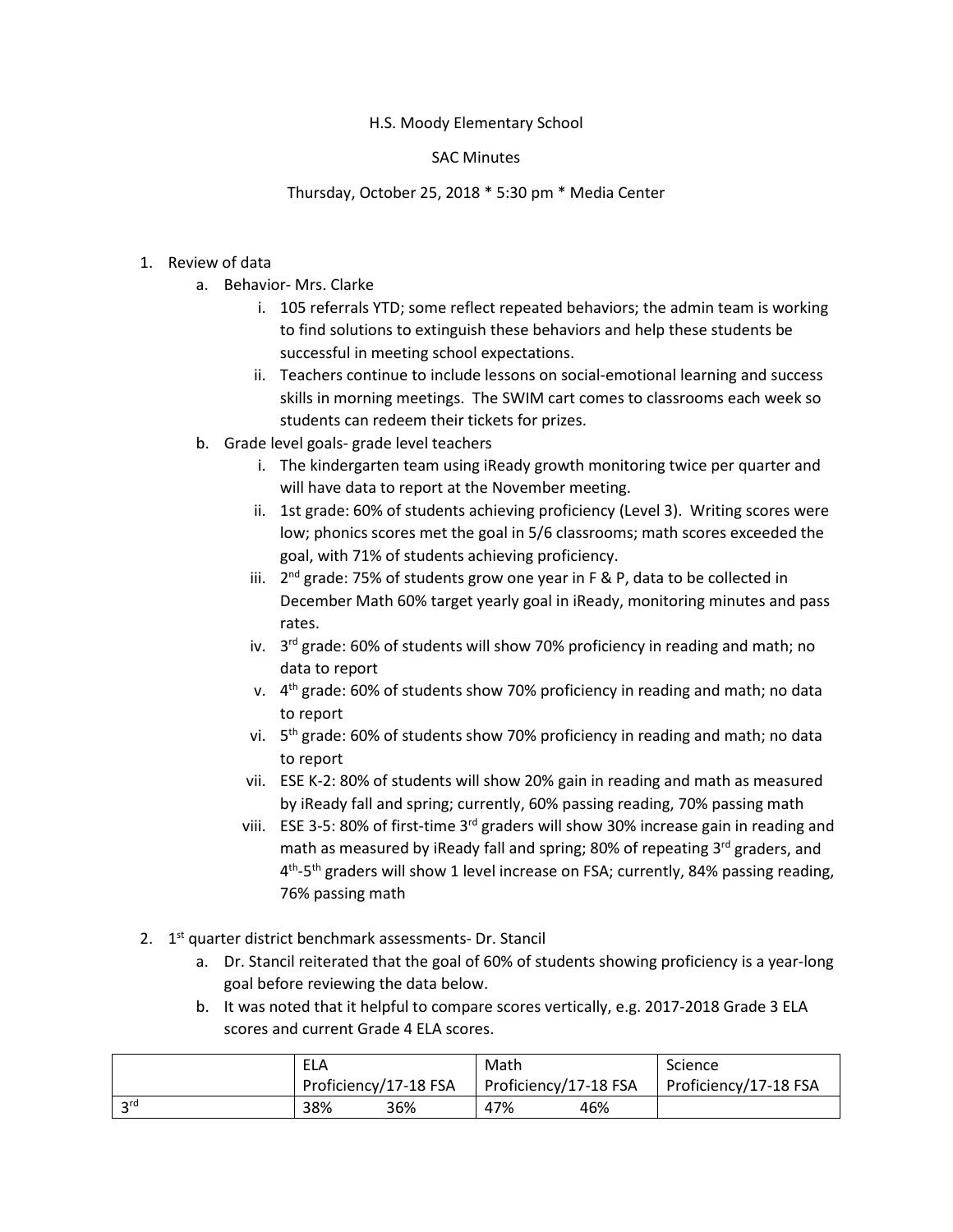H.S. Moody Elementary School

SAC Minutes

Thursday, October 25, 2018 * 5:30 pm * Media Center

1. Review of data
   a. Behavior- Mrs. Clarke
      i. 105 referrals YTD; some reflect repeated behaviors; the admin team is working to find solutions to extinguish these behaviors and help these students be successful in meeting school expectations.
      ii. Teachers continue to include lessons on social-emotional learning and success skills in morning meetings. The SWIM cart comes to classrooms each week so students can redeem their tickets for prizes.
   b. Grade level goals- grade level teachers
      i. The kindergarten team using iReady growth monitoring twice per quarter and will have data to report at the November meeting.
      ii. 1st grade: 60% of students achieving proficiency (Level 3). Writing scores were low; phonics scores met the goal in 5/6 classrooms; math scores exceeded the goal, with 71% of students achieving proficiency.
      iii. 2nd grade: 75% of students grow one year in F & P, data to be collected in December Math 60% target yearly goal in iReady, monitoring minutes and pass rates.
      iv. 3rd grade: 60% of students will show 70% proficiency in reading and math; no data to report
      v. 4th grade: 60% of students show 70% proficiency in reading and math; no data to report
      vi. 5th grade: 60% of students show 70% proficiency in reading and math; no data to report
      vii. ESE K-2: 80% of students will show 20% gain in reading and math as measured by iReady fall and spring; currently, 60% passing reading, 70% passing math
      viii. ESE 3-5: 80% of first-time 3rd graders will show 30% increase gain in reading and math as measured by iReady fall and spring; 80% of repeating 3rd graders, and 4th-5th graders will show 1 level increase on FSA; currently, 84% passing reading, 76% passing math

2. 1st quarter district benchmark assessments- Dr. Stancil
   a. Dr. Stancil reiterated that the goal of 60% of students showing proficiency is a year-long goal before reviewing the data below.
   b. It was noted that it helpful to compare scores vertically, e.g. 2017-2018 Grade 3 ELA scores and current Grade 4 ELA scores.

| | ELA Proficiency/17-18 FSA | | Math Proficiency/17-18 FSA | | Science Proficiency/17-18 FSA | |
|---|---|---|---|---|---|---|
| 3rd | 38% | 36% | 47% | 46% | | |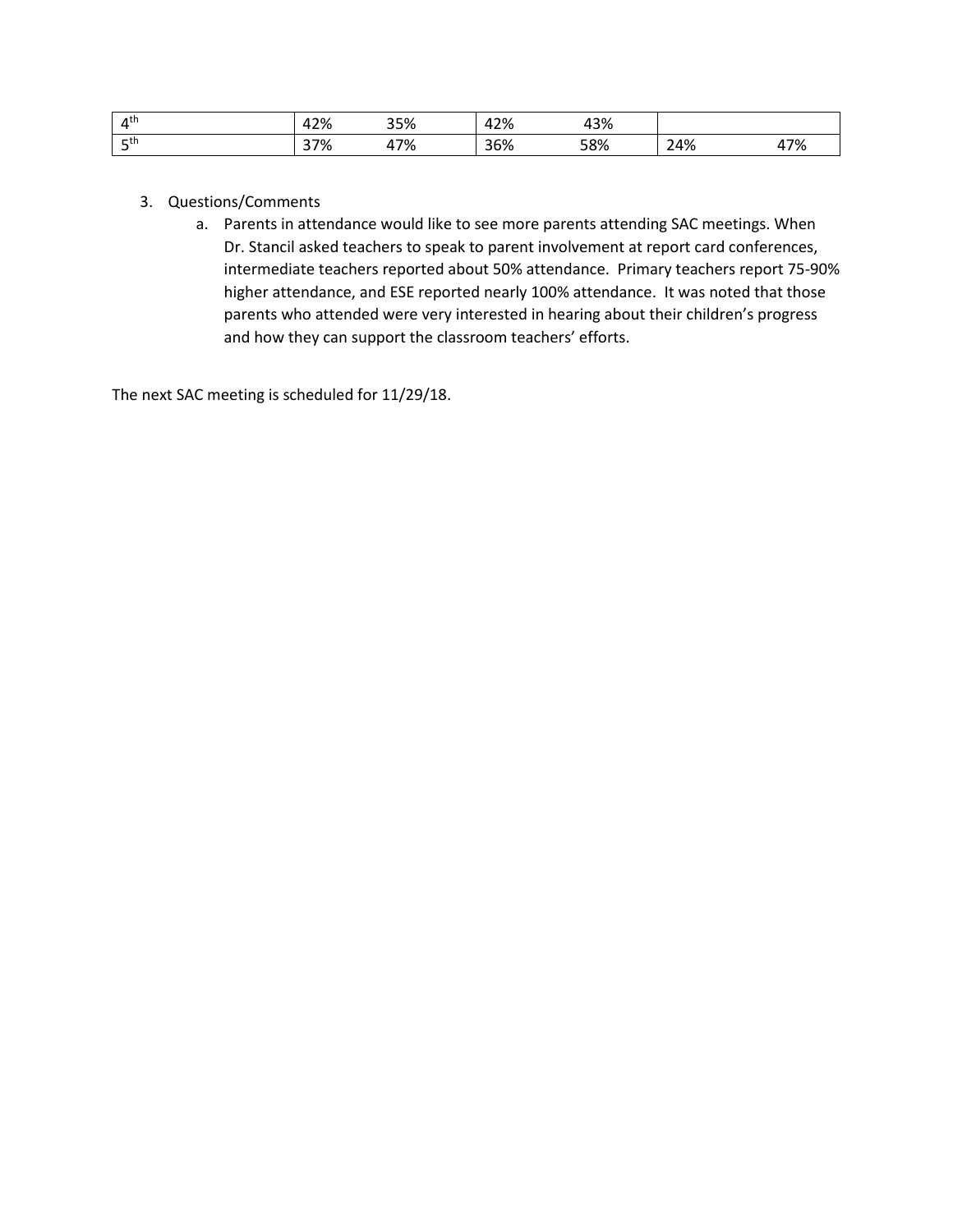| | | | | | | |
|---|---|---|---|---|---|---|
| 4th | 42% | 35% | 42% | 43% | | |
| 5th | 37% | 47% | 36% | 58% | 24% | 47% |

3. Questions/Comments
   a. Parents in attendance would like to see more parents attending SAC meetings. When Dr. Stancil asked teachers to speak to parent involvement at report card conferences, intermediate teachers reported about 50% attendance. Primary teachers report 75-90% higher attendance, and ESE reported nearly 100% attendance. It was noted that those parents who attended were very interested in hearing about their children's progress and how they can support the classroom teachers' efforts.

The next SAC meeting is scheduled for 11/29/18.